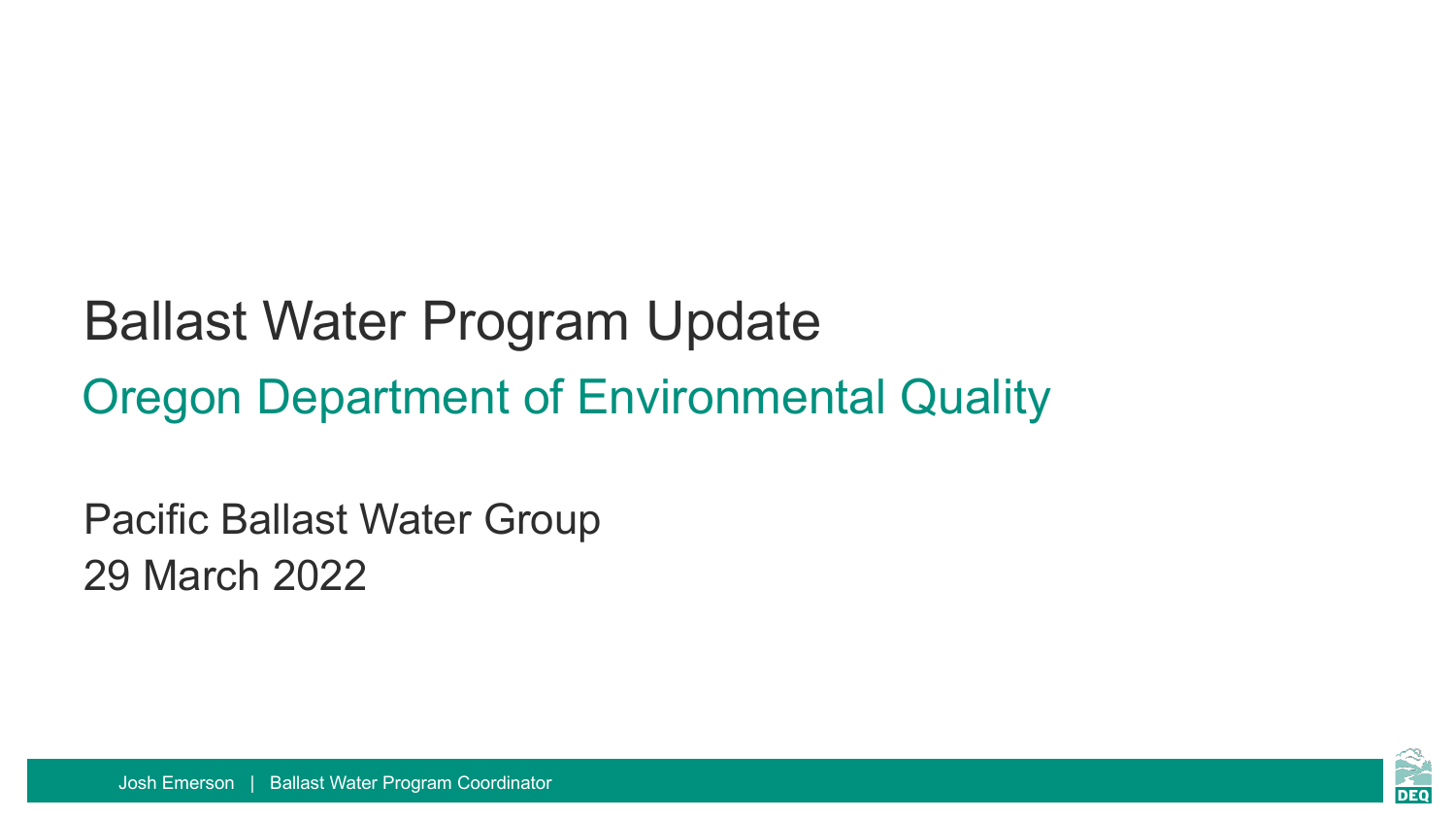# Ballast Water Program Update

## Oregon Department of Environmental Quality

Pacific Ballast Water Group
29 March 2022

Josh Emerson | Ballast Water Program Coordinator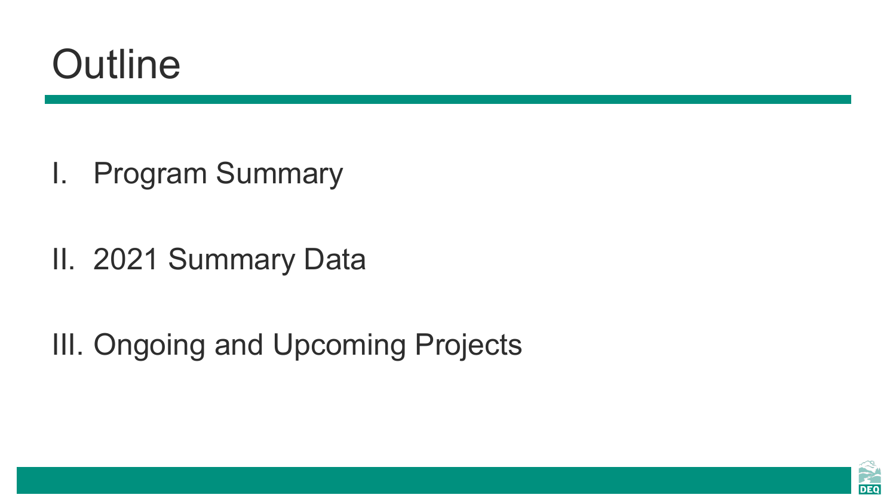# Outline

I. Program Summary

II. 2021 Summary Data

III. Ongoing and Upcoming Projects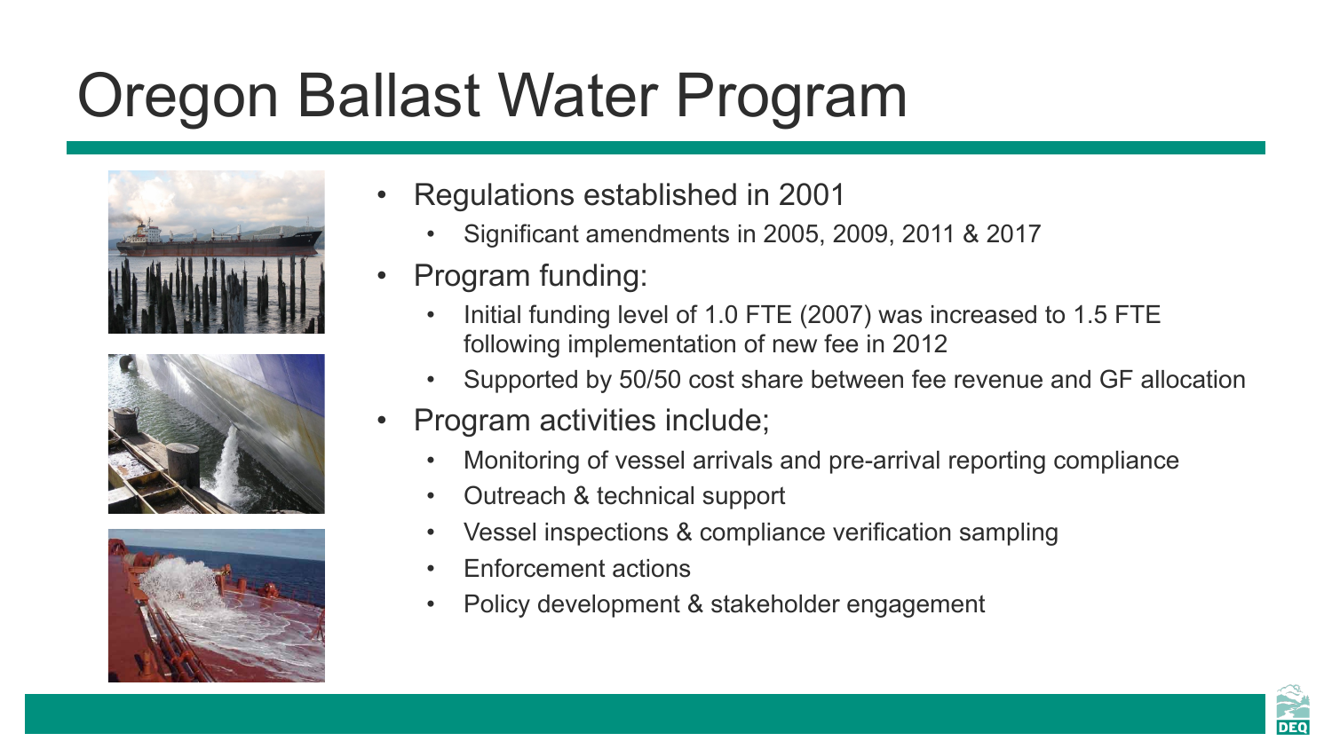# Oregon Ballast Water Program

- Regulations established in 2001
  - Significant amendments in 2005, 2009, 2011 & 2017
- Program funding:
  - Initial funding level of 1.0 FTE (2007) was increased to 1.5 FTE following implementation of new fee in 2012
  - Supported by 50/50 cost share between fee revenue and GF allocation
- Program activities include;
  - Monitoring of vessel arrivals and pre-arrival reporting compliance
  - Outreach & technical support
  - Vessel inspections & compliance verification sampling
  - Enforcement actions
  - Policy development & stakeholder engagement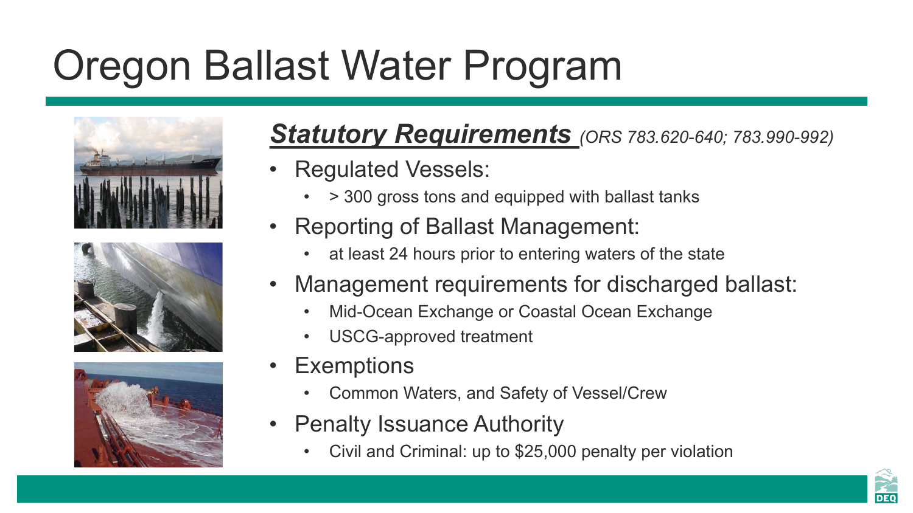# Oregon Ballast Water Program

## ***Statutory Requirements*** *(ORS 783.620-640; 783.990-992)*

- Regulated Vessels:
  - > 300 gross tons and equipped with ballast tanks
- Reporting of Ballast Management:
  - at least 24 hours prior to entering waters of the state
- Management requirements for discharged ballast:
  - Mid-Ocean Exchange or Coastal Ocean Exchange
  - USCG-approved treatment
- Exemptions
  - Common Waters, and Safety of Vessel/Crew
- Penalty Issuance Authority
  - Civil and Criminal: up to $25,000 penalty per violation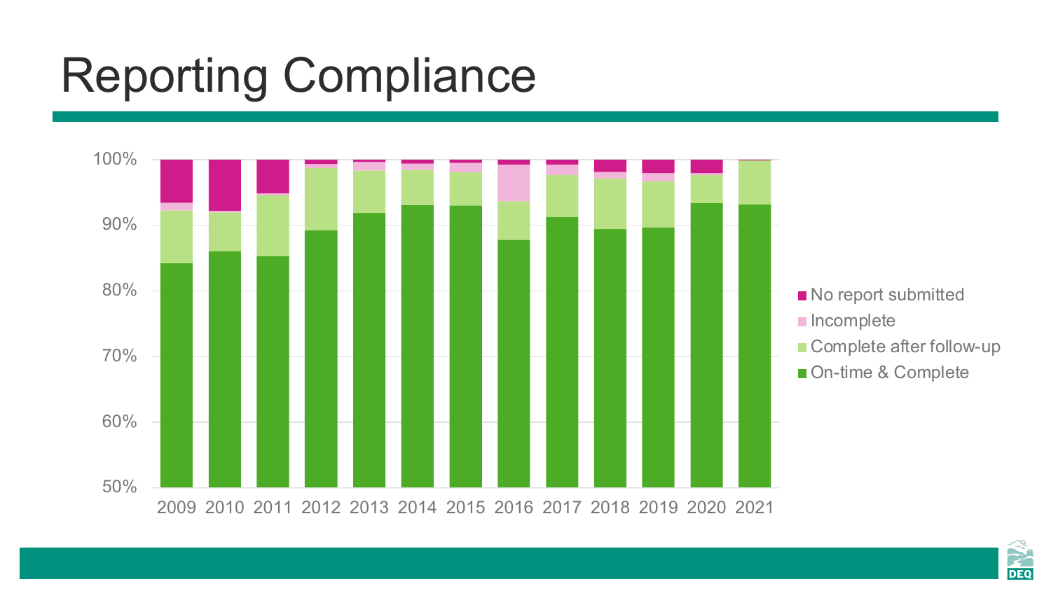# Reporting Compliance

No report submitted
Incomplete
Complete after follow-up
On-time & Complete

100%
90%
80%
70%
60%
50%

2009 2010 2011 2012 2013 2014 2015 2016 2017 2018 2019 2020 2021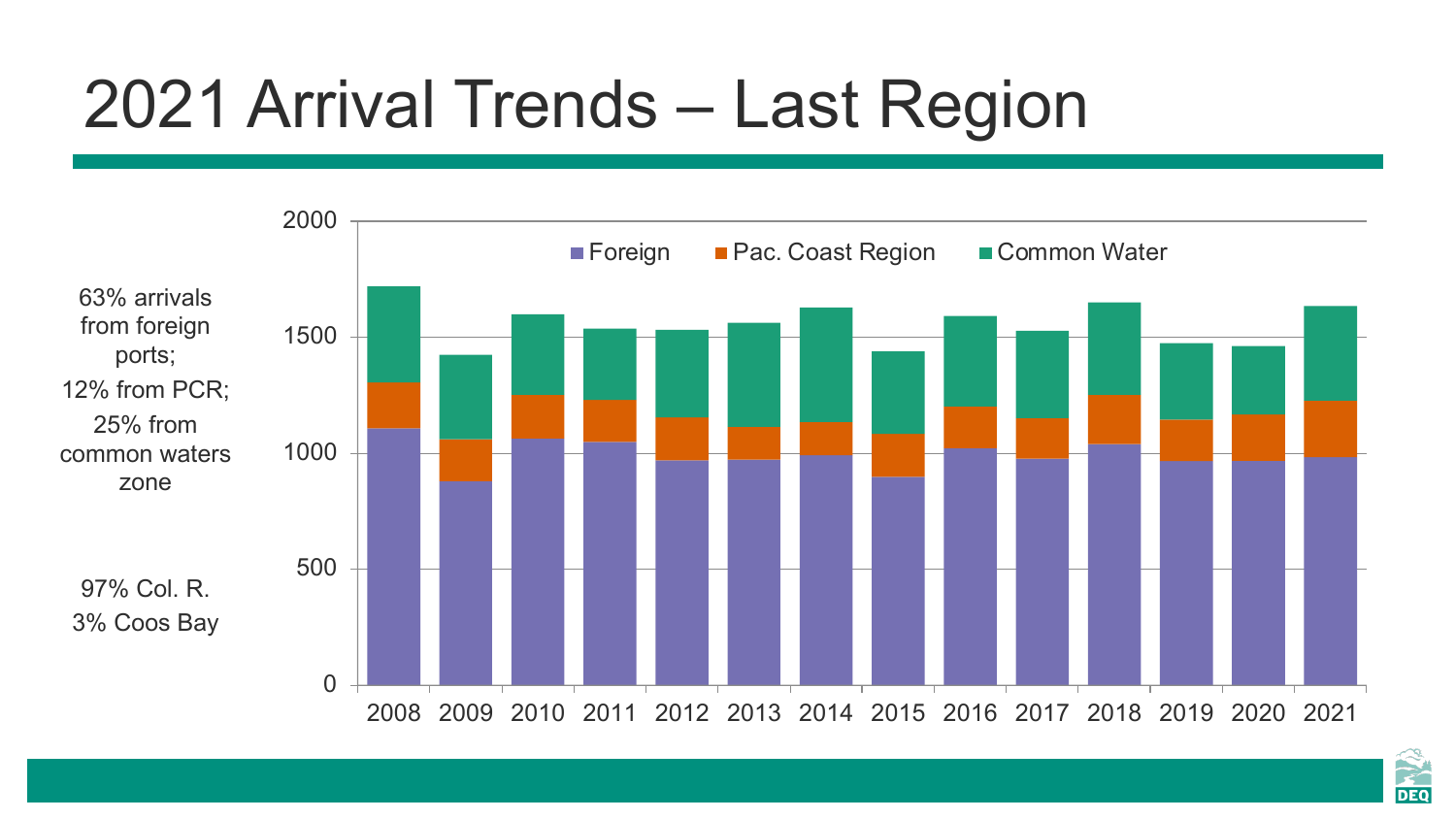# 2021 Arrival Trends – Last Region

63% arrivals from foreign ports;

12% from PCR;

25% from common waters zone

97% Col. R.

3% Coos Bay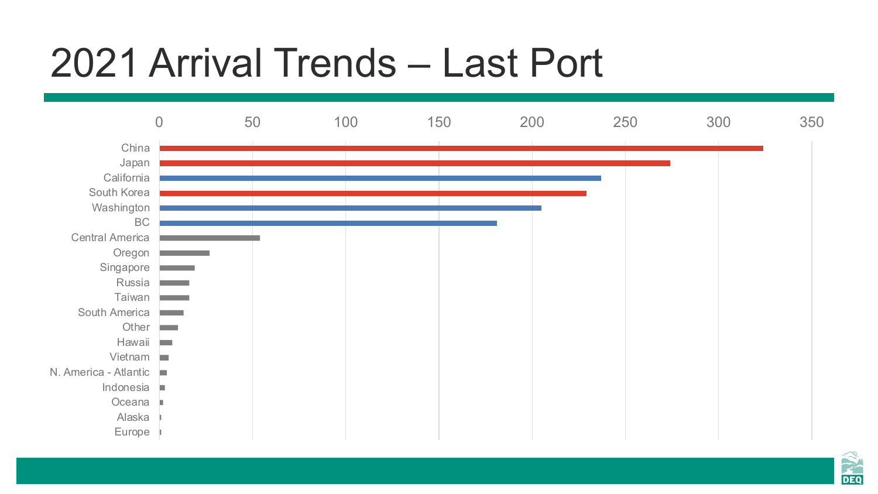# 2021 Arrival Trends – Last Port

| Last Port | Arrivals (approx.) |
|---|---|
| China | 324 |
| Japan | 274 |
| California | 237 |
| South Korea | 229 |
| Washington | 205 |
| BC | 181 |
| Central America | 54 |
| Oregon | 27 |
| Singapore | 19 |
| Russia | 16 |
| Taiwan | 16 |
| South America | 13 |
| Other | 10 |
| Hawaii | 7 |
| Vietnam | 5 |
| N. America - Atlantic | 4 |
| Indonesia | 3 |
| Oceana | 2 |
| Alaska | 1 |
| Europe | 1 |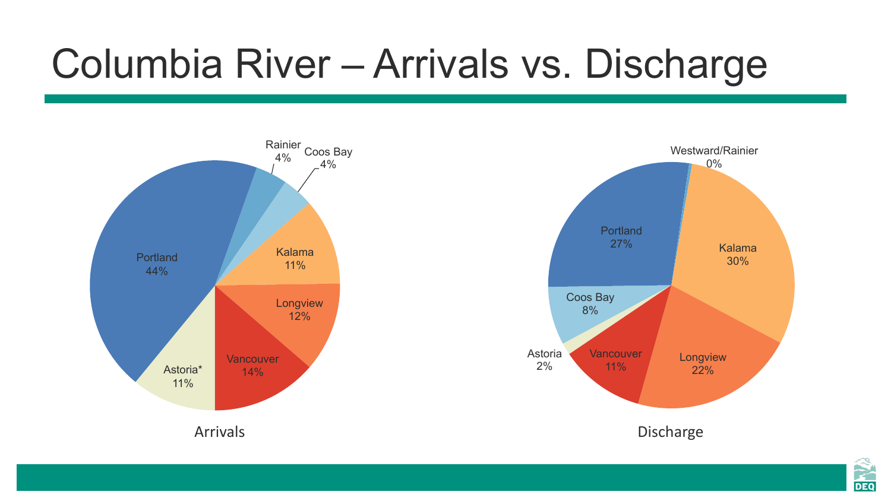# Columbia River – Arrivals vs. Discharge

| Location | Arrivals |
| --- | --- |
| Portland | 44% |
| Rainier | 4% |
| Coos Bay | 4% |
| Kalama | 11% |
| Longview | 12% |
| Vancouver | 14% |
| Astoria* | 11% |

Arrivals

| Location | Discharge |
| --- | --- |
| Westward/Rainier | 0% |
| Kalama | 30% |
| Longview | 22% |
| Vancouver | 11% |
| Astoria | 2% |
| Coos Bay | 8% |
| Portland | 27% |

Discharge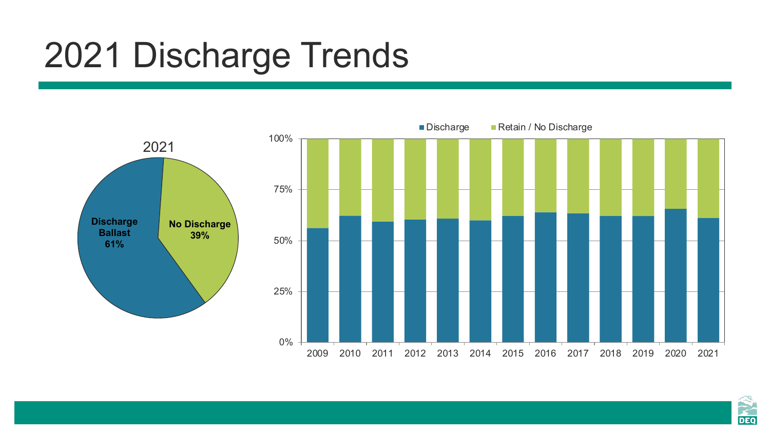# 2021 Discharge Trends

2021

Discharge Ballast 61%

No Discharge 39%

Discharge | Retain / No Discharge

100%

75%

50%

25%

0%

2009 2010 2011 2012 2013 2014 2015 2016 2017 2018 2019 2020 2021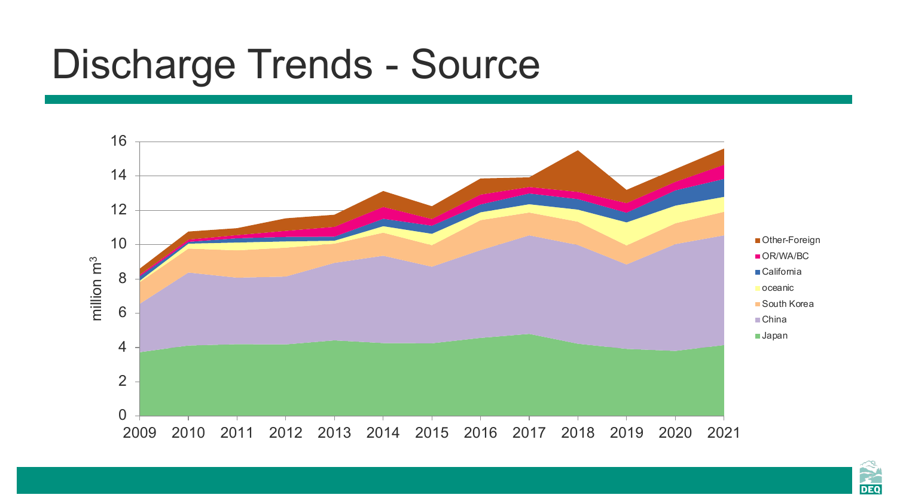# Discharge Trends - Source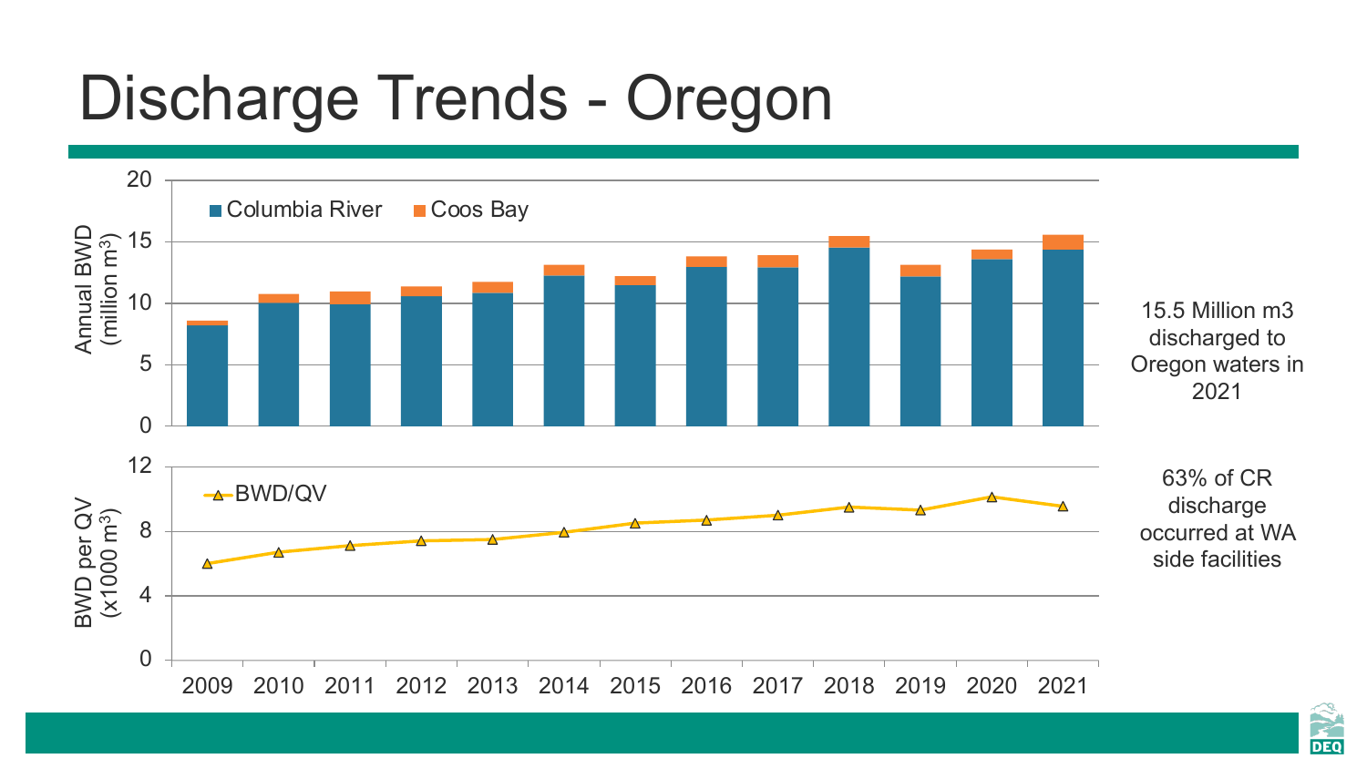# Discharge Trends - Oregon

Annual BWD (million $m^3$)

- Columbia River
- Coos Bay

BWD per QV (x1000 $m^3$)

- BWD/QV

2009 2010 2011 2012 2013 2014 2015 2016 2017 2018 2019 2020 2021

15.5 Million m3 discharged to Oregon waters in 2021

63% of CR discharge occurred at WA side facilities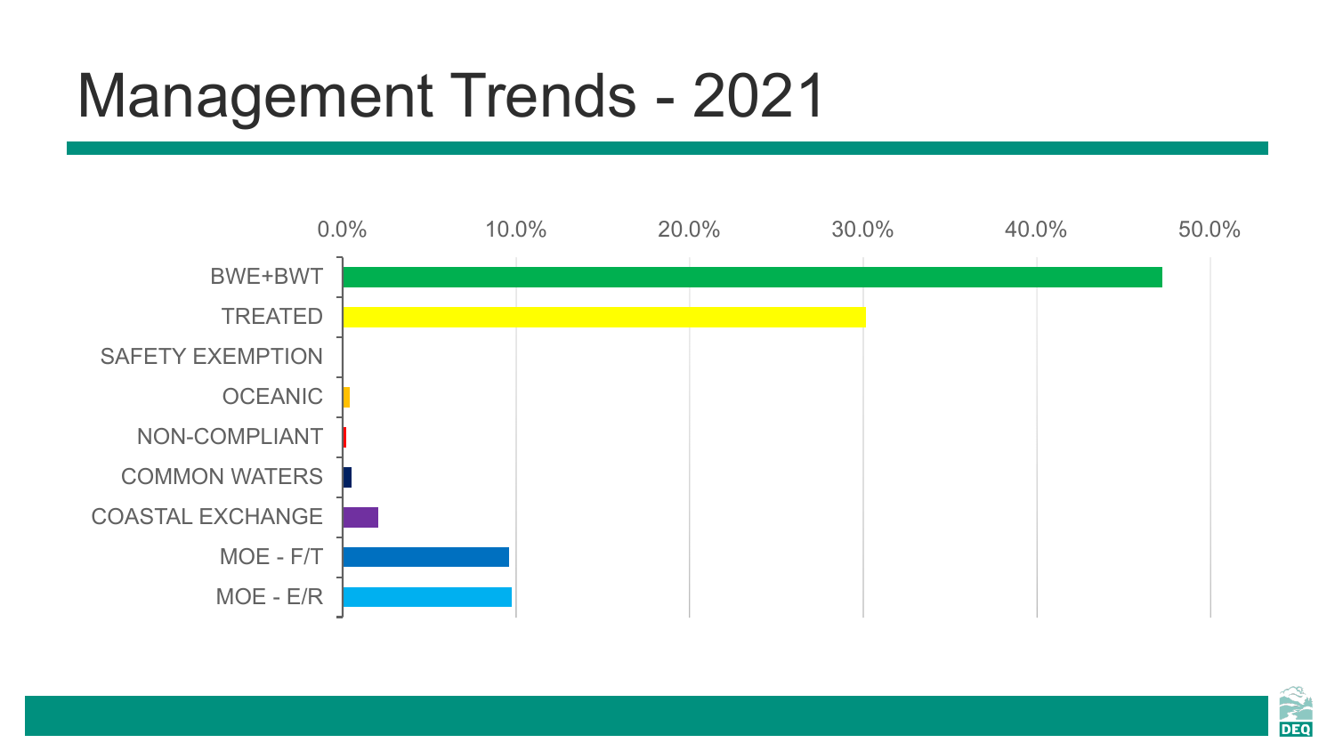# Management Trends - 2021

| Category | Percent (approx.) |
|---|---|
| BWE+BWT | 47.2% |
| TREATED | 30.2% |
| SAFETY EXEMPTION | 0.0% |
| OCEANIC | 0.4% |
| NON-COMPLIANT | 0.2% |
| COMMON WATERS | 0.5% |
| COASTAL EXCHANGE | 2.1% |
| MOE - F/T | 9.6% |
| MOE - E/R | 9.8% |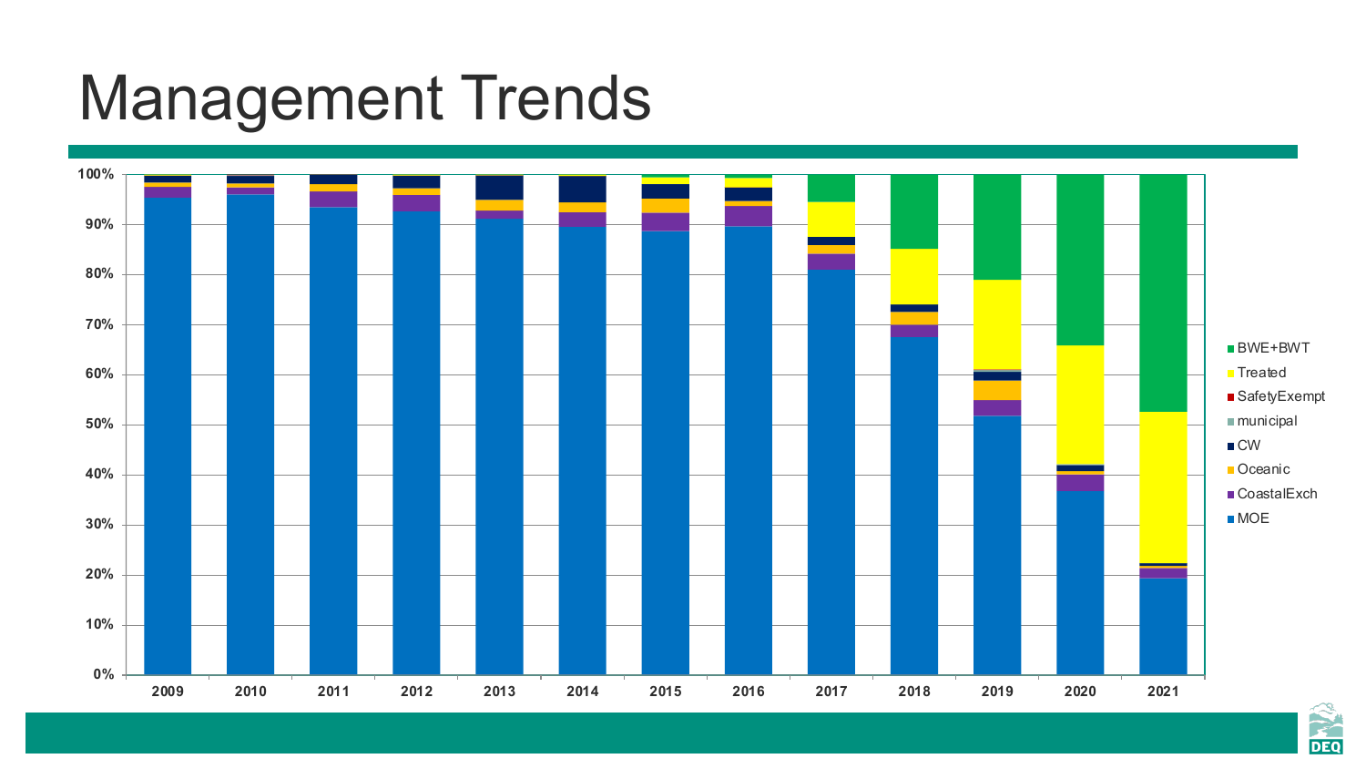# Management Trends

100%
90%
80%
70%
60%
50%
40%
30%
20%
10%
0%

2009 2010 2011 2012 2013 2014 2015 2016 2017 2018 2019 2020 2021

- BWE+BWT
- Treated
- SafetyExempt
- municipal
- CW
- Oceanic
- CoastalExch
- MOE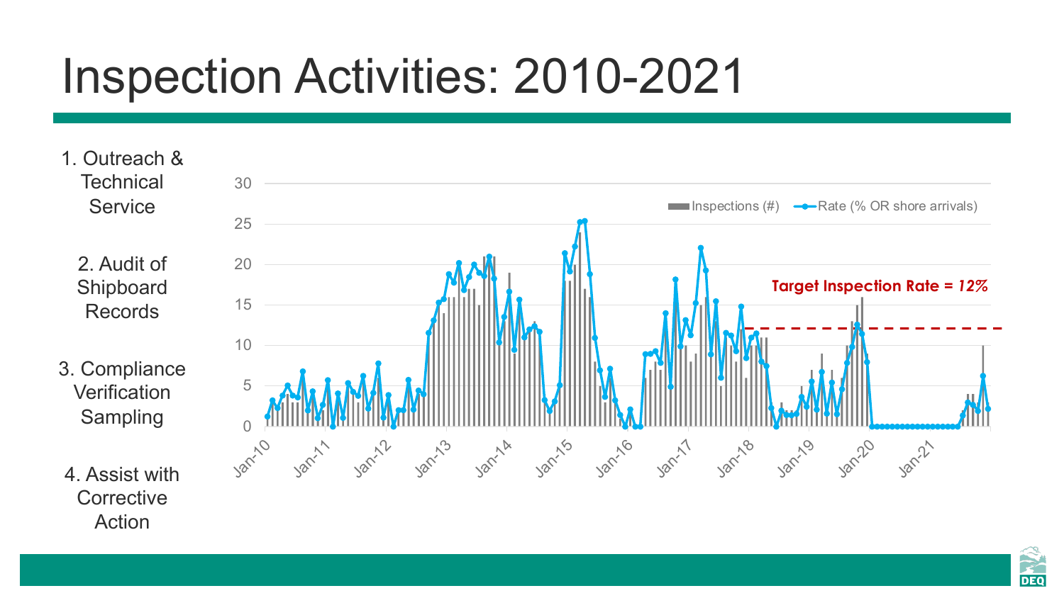# Inspection Activities: 2010-2021

1. Outreach & Technical Service
2. Audit of Shipboard Records
3. Compliance Verification Sampling
4. Assist with Corrective Action

Inspections (#) — Rate (% OR shore arrivals)

**Target Inspection Rate = *12%***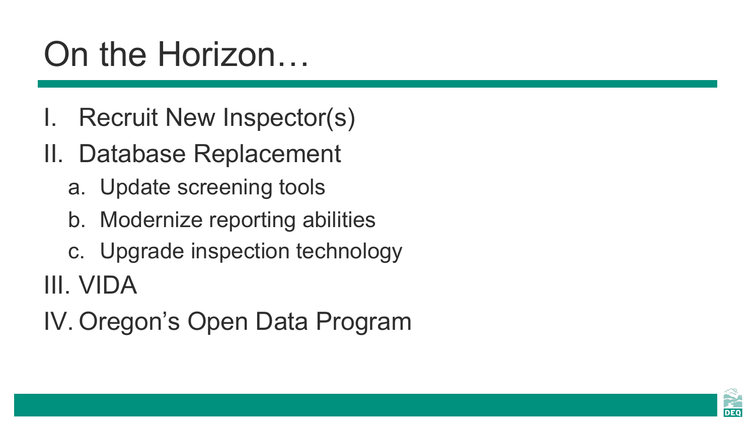# On the Horizon…

I. Recruit New Inspector(s)
II. Database Replacement
   a. Update screening tools
   b. Modernize reporting abilities
   c. Upgrade inspection technology
III. VIDA
IV. Oregon's Open Data Program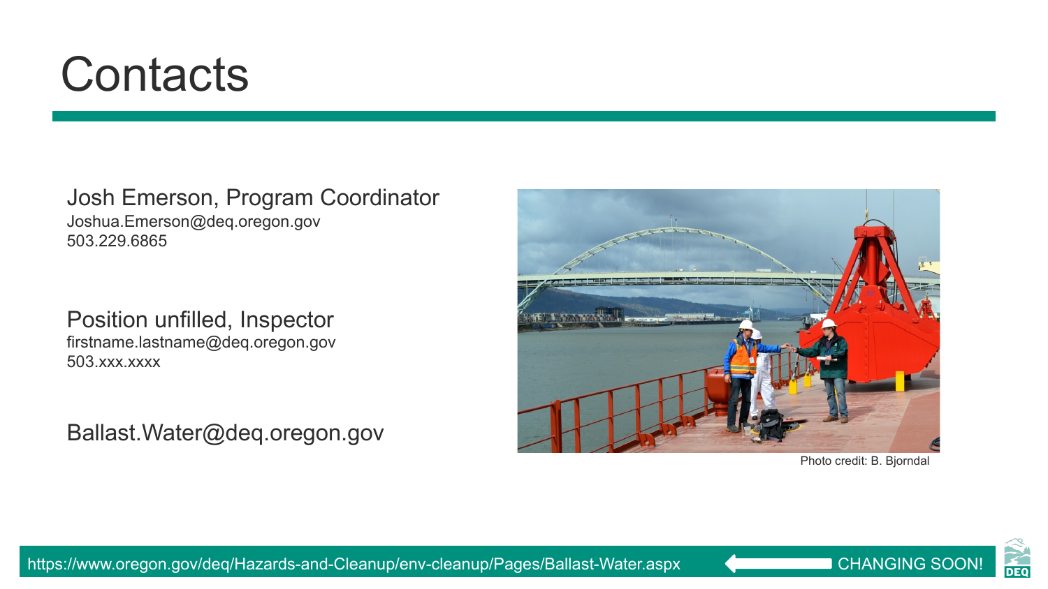# Contacts

Josh Emerson, Program Coordinator
Joshua.Emerson@deq.oregon.gov
503.229.6865

Position unfilled, Inspector
firstname.lastname@deq.oregon.gov
503.xxx.xxxx

Ballast.Water@deq.oregon.gov

Photo credit: B. Bjorndal

https://www.oregon.gov/deq/Hazards-and-Cleanup/env-cleanup/Pages/Ballast-Water.aspx CHANGING SOON!